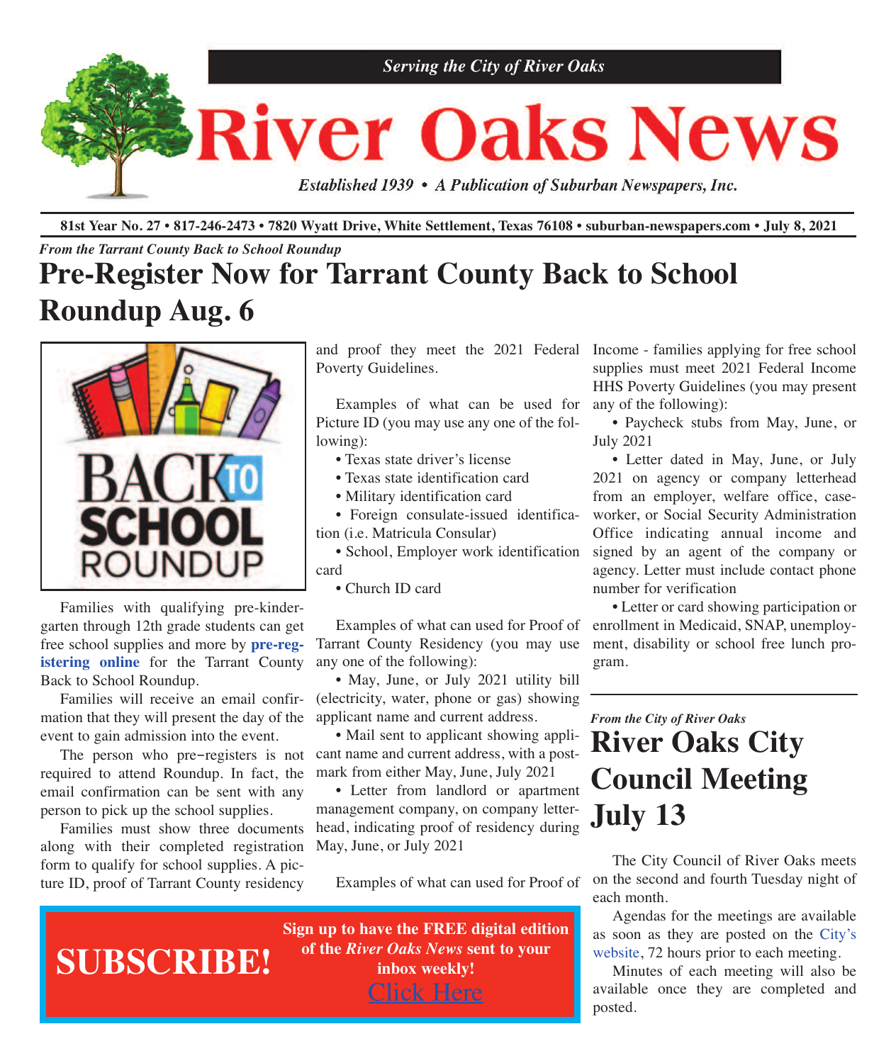*Serving the City of River Oaks*

# River Oaks News

*Established 1939 • A Publication of Suburban Newspapers, Inc.*

**81st Year No. 27 • 817-246-2473 • 7820 Wyatt Drive, White Settlement, Texas 76108 • suburban-newspapers.com • July 8, 2021**

*From the Tarrant County Back to School Roundup*

## Pre-Register Now for Tarrant County Back to School Roundup Aug. 6

Families with qualifying pre-kindergarten through 12th grade students can get free school supplies and more by **pre-registering online** for the Tarrant County Back to School Roundup.

Families will receive an email confirmation that they will present the day of the event to gain admission into the event.

The person who pre-registers is not required to attend Roundup. In fact, the email confirmation can be sent with any person to pick up the school supplies.

Families must show three documents along with their completed registration form to qualify for school supplies. A picture ID, proof of Tarrant County residency and proof they meet the 2021 Federal Poverty Guidelines.

Examples of what can be used for Picture ID (you may use any one of the following):

- Texas state driver's license
- Texas state identification card
- Military identification card
- Foreign consulate-issued identification (i.e. Matricula Consular)
- School, Employer work identification card
- Church ID card

Examples of what can used for Proof of Tarrant County Residency (you may use any one of the following):

- May, June, or July 2021 utility bill (electricity, water, phone or gas) showing applicant name and current address.
- Mail sent to applicant showing applicant name and current address, with a postmark from either May, June, July 2021
- Letter from landlord or apartment management company, on company letterhead, indicating proof of residency during May, June, or July 2021

Examples of what can used for Proof of Income - families applying for free school supplies must meet 2021 Federal Income HHS Poverty Guidelines (you may present any of the following):

- Paycheck stubs from May, June, or July 2021
- Letter dated in May, June, or July 2021 on agency or company letterhead from an employer, welfare office, caseworker, or Social Security Administration Office indicating annual income and signed by an agent of the company or agency. Letter must include contact phone number for verification
- Letter or card showing participation or enrollment in Medicaid, SNAP, unemployment, disability or school free lunch program.

*From the City of River Oaks*

## River Oaks City Council Meeting July 13

The City Council of River Oaks meets on the second and fourth Tuesday night of each month.

Agendas for the meetings are available as soon as they are posted on the City's website, 72 hours prior to each meeting.

Minutes of each meeting will also be available once they are completed and posted.

**SUBSCRIBE!**

**Sign up to have the FREE digital edition of the *River Oaks News* sent to your inbox weekly!**

Click Here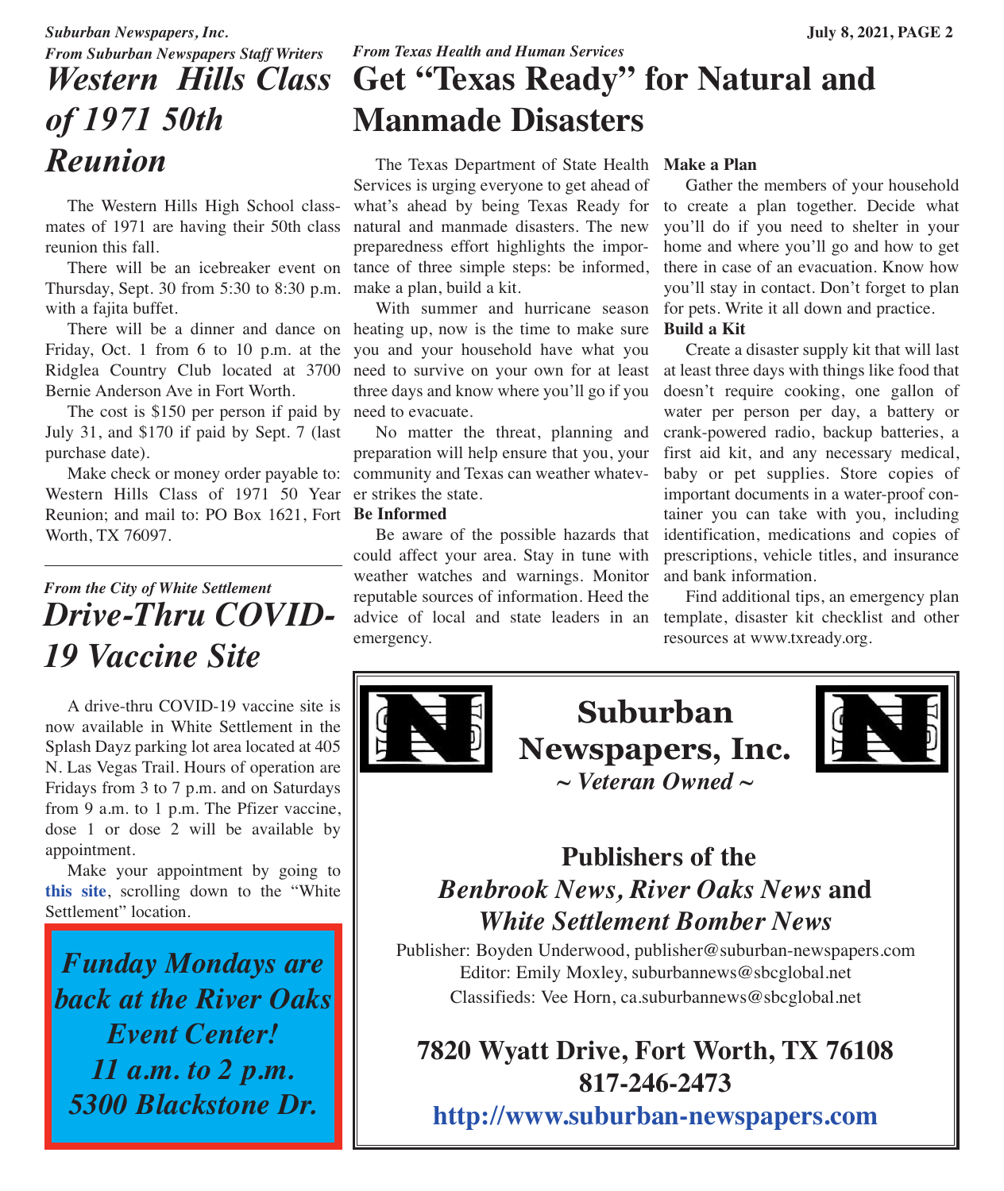*From Suburban Newspapers Staff Writers*

# *Western Hills Class of 1971 50th Reunion*

The Western Hills High School classmates of 1971 are having their 50th class reunion this fall.

There will be an icebreaker event on Thursday, Sept. 30 from 5:30 to 8:30 p.m. with a fajita buffet.

There will be a dinner and dance on Friday, Oct. 1 from 6 to 10 p.m. at the Ridglea Country Club located at 3700 Bernie Anderson Ave in Fort Worth.

The cost is $150 per person if paid by July 31, and $170 if paid by Sept. 7 (last purchase date).

Make check or money order payable to: Western Hills Class of 1971 50 Year Reunion; and mail to: PO Box 1621, Fort Worth, TX 76097.

---

*From the City of White Settlement*

# *Drive-Thru COVID-19 Vaccine Site*

A drive-thru COVID-19 vaccine site is now available in White Settlement in the Splash Dayz parking lot area located at 405 N. Las Vegas Trail. Hours of operation are Fridays from 3 to 7 p.m. and on Saturdays from 9 a.m. to 1 p.m. The Pfizer vaccine, dose 1 or dose 2 will be available by appointment.

Make your appointment by going to **this site**, scrolling down to the "White Settlement" location.

***Funday Mondays are back at the River Oaks Event Center!***
***11 a.m. to 2 p.m.***
***5300 Blackstone Dr.***

---

*From Texas Health and Human Services*

# Get "Texas Ready" for Natural and Manmade Disasters

The Texas Department of State Health Services is urging everyone to get ahead of what's ahead by being Texas Ready for natural and manmade disasters. The new preparedness effort highlights the importance of three simple steps: be informed, make a plan, build a kit.

With summer and hurricane season heating up, now is the time to make sure you and your household have what you need to survive on your own for at least three days and know where you'll go if you need to evacuate.

No matter the threat, planning and preparation will help ensure that you, your community and Texas can weather whatever strikes the state.

**Be Informed**

Be aware of the possible hazards that could affect your area. Stay in tune with weather watches and warnings. Monitor reputable sources of information. Heed the advice of local and state leaders in an emergency.

**Make a Plan**

Gather the members of your household to create a plan together. Decide what you'll do if you need to shelter in your home and where you'll go and how to get there in case of an evacuation. Know how you'll stay in contact. Don't forget to plan for pets. Write it all down and practice.

**Build a Kit**

Create a disaster supply kit that will last at least three days with things like food that doesn't require cooking, one gallon of water per person per day, a battery or crank-powered radio, backup batteries, a first aid kit, and any necessary medical, baby or pet supplies. Store copies of important documents in a water-proof container you can take with you, including identification, medications and copies of prescriptions, vehicle titles, and insurance and bank information.

Find additional tips, an emergency plan template, disaster kit checklist and other resources at www.txready.org.

---

## Suburban Newspapers, Inc.

***~ Veteran Owned ~***

### Publishers of the *Benbrook News, River Oaks News* and *White Settlement Bomber News*

Publisher: Boyden Underwood, publisher@suburban-newspapers.com
Editor: Emily Moxley, suburbannews@sbcglobal.net
Classifieds: Vee Horn, ca.suburbannews@sbcglobal.net

**7820 Wyatt Drive, Fort Worth, TX 76108**
**817-246-2473**
**http://www.suburban-newspapers.com**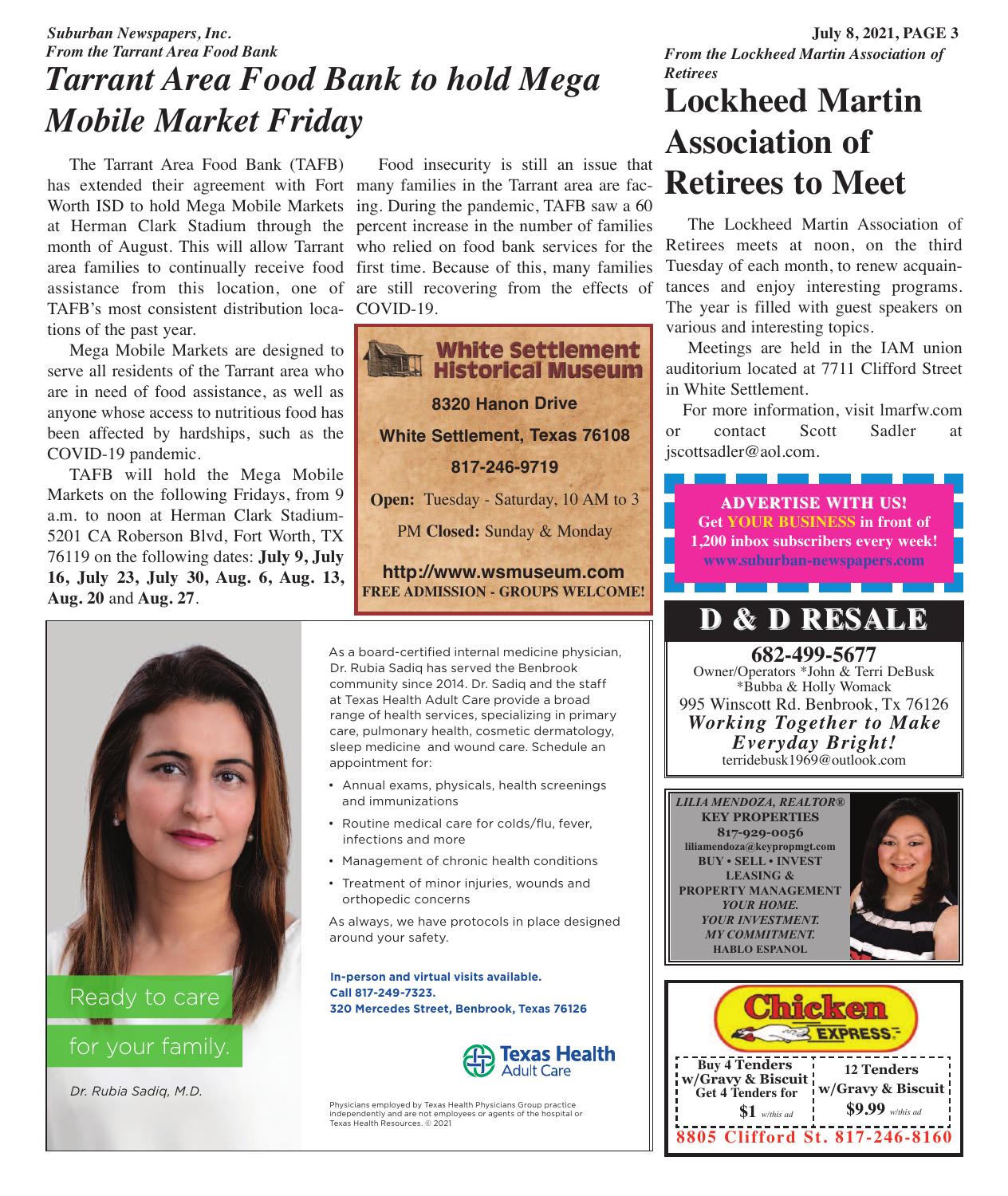*Suburban Newspapers, Inc.*

*From the Tarrant Area Food Bank*

# *Tarrant Area Food Bank to hold Mega Mobile Market Friday*

The Tarrant Area Food Bank (TAFB) has extended their agreement with Fort Worth ISD to hold Mega Mobile Markets at Herman Clark Stadium through the month of August. This will allow Tarrant area families to continually receive food assistance from this location, one of TAFB's most consistent distribution locations of the past year.

Mega Mobile Markets are designed to serve all residents of the Tarrant area who are in need of food assistance, as well as anyone whose access to nutritious food has been affected by hardships, such as the COVID-19 pandemic.

TAFB will hold the Mega Mobile Markets on the following Fridays, from 9 a.m. to noon at Herman Clark Stadium- 5201 CA Roberson Blvd, Fort Worth, TX 76119 on the following dates: **July 9, July 16, July 23, July 30, Aug. 6, Aug. 13, Aug. 20** and **Aug. 27**.

Food insecurity is still an issue that many families in the Tarrant area are facing. During the pandemic, TAFB saw a 60 percent increase in the number of families who relied on food bank services for the first time. Because of this, many families are still recovering from the effects of COVID-19.

**White Settlement Historical Museum**

**8320 Hanon Drive**

**White Settlement, Texas 76108**

**817-246-9719**

**Open:** Tuesday - Saturday, 10 AM to 3 PM **Closed:** Sunday & Monday

**http://www.wsmuseum.com**

**FREE ADMISSION - GROUPS WELCOME!**

*From the Lockheed Martin Association of Retirees*

# Lockheed Martin Association of Retirees to Meet

The Lockheed Martin Association of Retirees meets at noon, on the third Tuesday of each month, to renew acquaintances and enjoy interesting programs. The year is filled with guest speakers on various and interesting topics.

Meetings are held in the IAM union auditorium located at 7711 Clifford Street in White Settlement.

For more information, visit lmarfw.com or contact Scott Sadler at jscottsadler@aol.com.

**ADVERTISE WITH US!**
**Get YOUR BUSINESS in front of 1,200 inbox subscribers every week!**
**www.suburban-newspapers.com**

**D & D RESALE**

**682-499-5677**

Owner/Operators *John & Terri DeBusk
*Bubba & Holly Womack

995 Winscott Rd. Benbrook, Tx 76126

***Working Together to Make Everyday Bright!***

terridebusk1969@outlook.com

As a board-certified internal medicine physician, Dr. Rubia Sadiq has served the Benbrook community since 2014. Dr. Sadiq and the staff at Texas Health Adult Care provide a broad range of health services, specializing in primary care, pulmonary health, cosmetic dermatology, sleep medicine and wound care. Schedule an appointment for:

- Annual exams, physicals, health screenings and immunizations
- Routine medical care for colds/flu, fever, infections and more
- Management of chronic health conditions
- Treatment of minor injuries, wounds and orthopedic concerns

As always, we have protocols in place designed around your safety.

**In-person and virtual visits available.**
**Call 817-249-7323.**
**320 Mercedes Street, Benbrook, Texas 76126**

Ready to care for your family.

*Dr. Rubia Sadiq, M.D.*

Texas Health Adult Care

Physicians employed by Texas Health Physicians Group practice independently and are not employees or agents of the hospital or Texas Health Resources. © 2021

***LILIA MENDOZA, REALTOR®***
**KEY PROPERTIES**
**817-929-0056**
**liliamendoza@keypropmgt.com**
**BUY • SELL • INVEST**
**LEASING & PROPERTY MANAGEMENT**
***YOUR HOME.***
***YOUR INVESTMENT.***
***MY COMMITMENT.***
**HABLO ESPANOL**

**Chicken EXPRESS**

| Buy 4 Tenders w/Gravy & Biscuit Get 4 Tenders for $1 *w/this ad* | 12 Tenders w/Gravy & Biscuit $9.99 *w/this ad* |
|---|---|

**8805 Clifford St. 817-246-8160**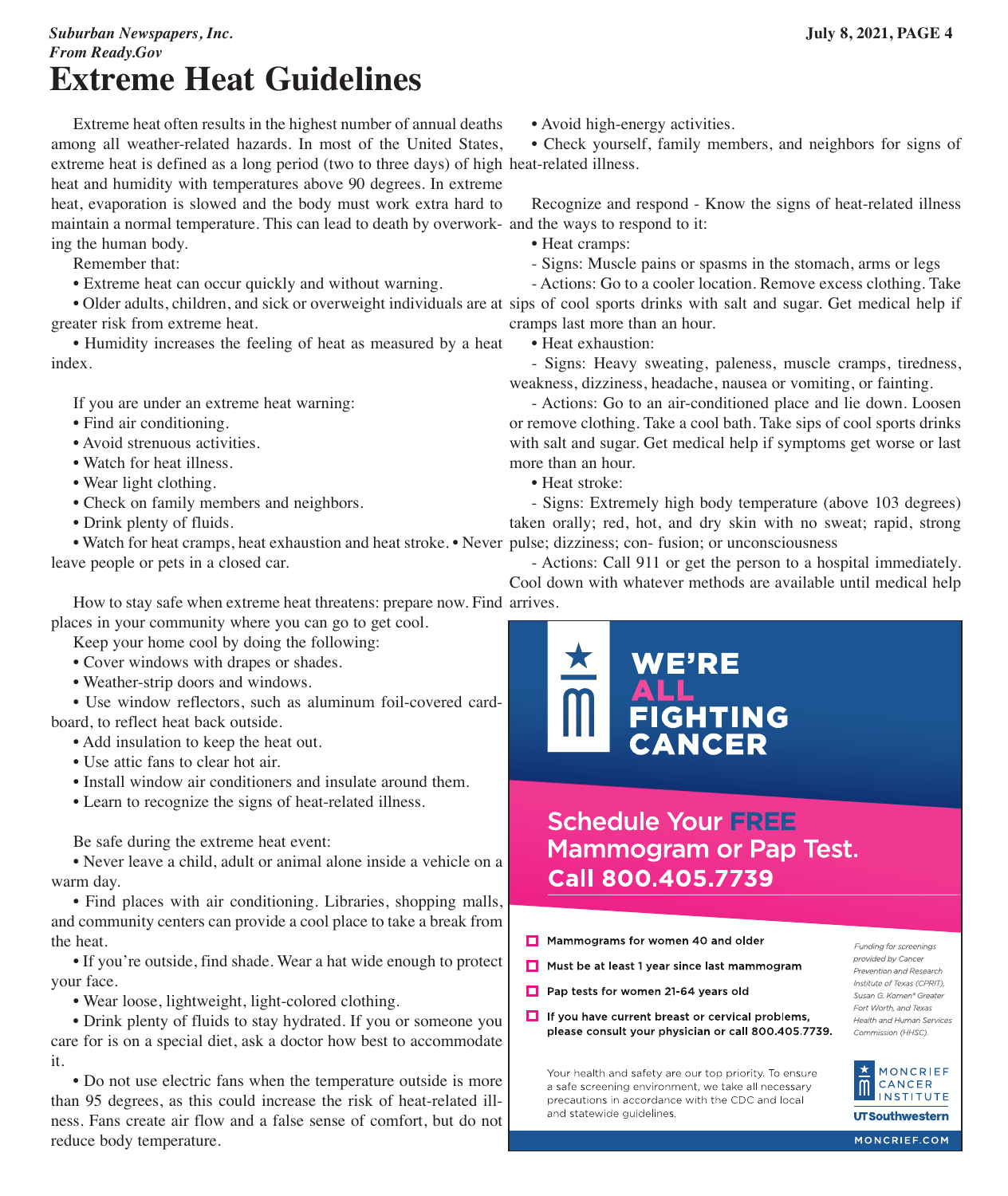*Suburban Newspapers, Inc.*
*From Ready.Gov*

# Extreme Heat Guidelines

Extreme heat often results in the highest number of annual deaths among all weather-related hazards. In most of the United States, extreme heat is defined as a long period (two to three days) of high heat and humidity with temperatures above 90 degrees. In extreme heat, evaporation is slowed and the body must work extra hard to maintain a normal temperature. This can lead to death by overworking the human body.

Remember that:

- Extreme heat can occur quickly and without warning.
- Older adults, children, and sick or overweight individuals are at greater risk from extreme heat.
- Humidity increases the feeling of heat as measured by a heat index.

If you are under an extreme heat warning:

- Find air conditioning.
- Avoid strenuous activities.
- Watch for heat illness.
- Wear light clothing.
- Check on family members and neighbors.
- Drink plenty of fluids.
- Watch for heat cramps, heat exhaustion and heat stroke.
- Never leave people or pets in a closed car.

How to stay safe when extreme heat threatens: prepare now. Find places in your community where you can go to get cool.

Keep your home cool by doing the following:

- Cover windows with drapes or shades.
- Weather-strip doors and windows.
- Use window reflectors, such as aluminum foil-covered cardboard, to reflect heat back outside.
- Add insulation to keep the heat out.
- Use attic fans to clear hot air.
- Install window air conditioners and insulate around them.
- Learn to recognize the signs of heat-related illness.

Be safe during the extreme heat event:

- Never leave a child, adult or animal alone inside a vehicle on a warm day.
- Find places with air conditioning. Libraries, shopping malls, and community centers can provide a cool place to take a break from the heat.
- If you're outside, find shade. Wear a hat wide enough to protect your face.
- Wear loose, lightweight, light-colored clothing.
- Drink plenty of fluids to stay hydrated. If you or someone you care for is on a special diet, ask a doctor how best to accommodate it.
- Do not use electric fans when the temperature outside is more than 95 degrees, as this could increase the risk of heat-related illness. Fans create air flow and a false sense of comfort, but do not reduce body temperature.
- Avoid high-energy activities.
- Check yourself, family members, and neighbors for signs of heat-related illness.

Recognize and respond - Know the signs of heat-related illness and the ways to respond to it:

- Heat cramps:
  - Signs: Muscle pains or spasms in the stomach, arms or legs
  - Actions: Go to a cooler location. Remove excess clothing. Take sips of cool sports drinks with salt and sugar. Get medical help if cramps last more than an hour.
- Heat exhaustion:
  - Signs: Heavy sweating, paleness, muscle cramps, tiredness, weakness, dizziness, headache, nausea or vomiting, or fainting.
  - Actions: Go to an air-conditioned place and lie down. Loosen or remove clothing. Take a cool bath. Take sips of cool sports drinks with salt and sugar. Get medical help if symptoms get worse or last more than an hour.
- Heat stroke:
  - Signs: Extremely high body temperature (above 103 degrees) taken orally; red, hot, and dry skin with no sweat; rapid, strong pulse; dizziness; con- fusion; or unconsciousness
  - Actions: Call 911 or get the person to a hospital immediately. Cool down with whatever methods are available until medical help arrives.

**WE'RE ALL FIGHTING CANCER**

**Schedule Your FREE Mammogram or Pap Test. Call 800.405.7739**

- Mammograms for women 40 and older
- Must be at least 1 year since last mammogram
- Pap tests for women 21-64 years old
- If you have current breast or cervical problems, please consult your physician or call 800.405.7739.

*Funding for screenings provided by Cancer Prevention and Research Institute of Texas (CPRIT), Susan G. Komen® Greater Fort Worth, and Texas Health and Human Services Commission (HHSC).*

Your health and safety are our top priority. To ensure a safe screening environment, we take all necessary precautions in accordance with the CDC and local and statewide guidelines.

MONCRIEF CANCER INSTITUTE
UTSouthwestern
MONCRIEF.COM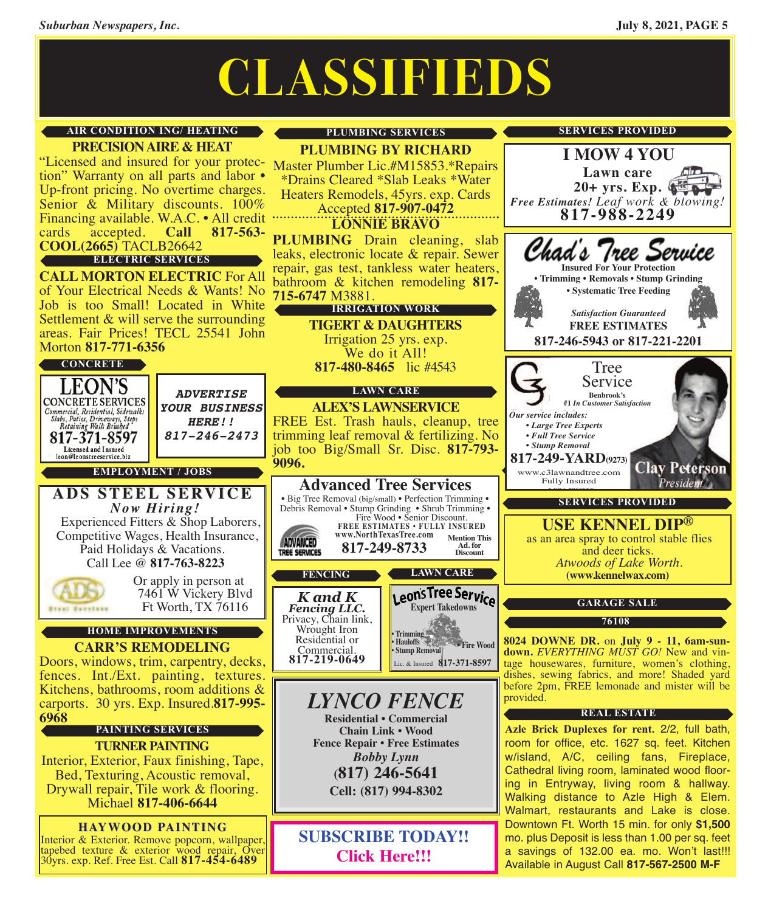# CLASSIFIEDS

## AIR CONDITION ING/ HEATING

**PRECISION AIRE & HEAT**

"Licensed and insured for your protection" Warranty on all parts and labor • Up-front pricing. No overtime charges. Senior & Military discounts. 100% Financing available. W.A.C. • All credit cards accepted. **Call 817-563-COOL(2665)** TACLB26642

## ELECTRIC SERVICES

**CALL MORTON ELECTRIC** For All of Your Electrical Needs & Wants! No Job is too Small! Located in White Settlement & will serve the surrounding areas. Fair Prices! TECL 25541 John Morton **817-771-6356**

## CONCRETE

**LEON'S**
CONCRETE SERVICES
*Commercial, Residential, Sidewalks Slabs, Patios, Driveways, Steps Retaining Walls Brushed*
**817-371-8597**
Licensed and Insured
leon@leonstreeservice.biz

***ADVERTISE YOUR BUSINESS HERE!!***
***817-246-2473***

## EMPLOYMENT / JOBS

**ADS STEEL SERVICE**

*Now Hiring!*

Experienced Fitters & Shop Laborers, Competitive Wages, Health Insurance, Paid Holidays & Vacations.
Call Lee @ **817-763-8223**

Or apply in person at
7461 W Vickery Blvd
Ft Worth, TX 76116

## HOME IMPROVEMENTS

**CARR'S REMODELING**

Doors, windows, trim, carpentry, decks, fences. Int./Ext. painting, textures. Kitchens, bathrooms, room additions & carports. 30 yrs. Exp. Insured.**817-995-6968**

## PAINTING SERVICES

**TURNER PAINTING**

Interior, Exterior, Faux finishing, Tape, Bed, Texturing, Acoustic removal, Drywall repair, Tile work & flooring. Michael **817-406-6644**

**HAYWOOD PAINTING**

Interior & Exterior. Remove popcorn, wallpaper, tapebed texture & exterior wood repair, Over 30yrs. exp. Ref. Free Est. Call **817-454-6489**

## PLUMBING SERVICES

**PLUMBING BY RICHARD**

Master Plumber Lic.#M15853.*Repairs *Drains Cleared *Slab Leaks *Water Heaters Remodels, 45yrs. exp. Cards Accepted **817-907-0472**

**LONNIE BRAVO PLUMBING** Drain cleaning, slab leaks, electronic locate & repair. Sewer repair, gas test, tankless water heaters, bathroom & kitchen remodeling **817-715-6747** M3881.

## IRRIGATION WORK

**TIGERT & DAUGHTERS**

Irrigation 25 yrs. exp.
We do it All!
**817-480-8465** lic #4543

## LAWN CARE

**ALEX'S LAWNSERVICE**

FREE Est. Trash hauls, cleanup, tree trimming leaf removal & fertilizing. No job too Big/Small Sr. Disc. **817-793-9096.**

**Advanced Tree Services**

• Big Tree Removal (big/small) • Perfection Trimming • Debris Removal • Stump Grinding • Shrub Trimming • Fire Wood • Senior Discount.
FREE ESTIMATES • FULLY INSURED
www.NorthTexasTree.com
**817-249-8733**
Mention This Ad. for Discount

## FENCING

***K and K Fencing LLC.***
Privacy, Chain link, Wrought Iron Residential or Commercial.
**817-219-0649**

## LAWN CARE

**Leon's Tree Service**
Expert Takedowns
• Trimming
• Hauloffs
• Stump Removal
• Fire Wood
Lic. & Insured **817-371-8597**

***LYNCO FENCE***

**Residential • Commercial**
**Chain Link • Wood**
**Fence Repair • Free Estimates**
***Bobby Lynn***
**(817) 246-5641**
**Cell: (817) 994-8302**

**SUBSCRIBE TODAY!!**
**Click Here!!!**

## SERVICES PROVIDED

**I MOW 4 YOU**

**Lawn care**
**20+ yrs. Exp.**
***Free Estimates!*** *Leaf work & blowing!*
**817-988-2249**

***Chad's Tree Service***

**Insured For Your Protection**
**• Trimming • Removals • Stump Grinding**
**• Systematic Tree Feeding**
***Satisfaction Guaranteed***
**FREE ESTIMATES**
**817-246-5943 or 817-221-2201**

**C3 Tree Service**
**Benbrook's**
***#1 In Customer Satisfaction***
***Our service includes:***
***• Large Tree Experts***
***• Full Tree Service***
***• Stump Removal***
**817-249-YARD(9273)**
www.c3lawnandtree.com
Fully Insured
**Clay Peterson**
*President*

## SERVICES PROVIDED

**USE KENNEL DIP®**

as an area spray to control stable flies and deer ticks.
*Atwoods of Lake Worth.*
**(www.kennelwax.com)**

## GARAGE SALE

### 76108

**8024 DOWNE DR.** on **July 9 - 11, 6am-sundown.** *EVERYTHING MUST GO!* New and vintage housewares, furniture, women's clothing, dishes, sewing fabrics, and more! Shaded yard before 2pm, FREE lemonade and mister will be provided.

## REAL ESTATE

**Azle Brick Duplexes for rent.** 2/2, full bath, room for office, etc. 1627 sq. feet. Kitchen w/island, A/C, ceiling fans, Fireplace, Cathedral living room, laminated wood flooring in Entryway, living room & hallway. Walking distance to Azle High & Elem. Walmart, restaurants and Lake is close. Downtown Ft. Worth 15 min. for only **$1,500** mo. plus Deposit is less than 1.00 per sq. feet a savings of 132.00 ea. mo. Won't last!!! Available in August Call **817-567-2500 M-F**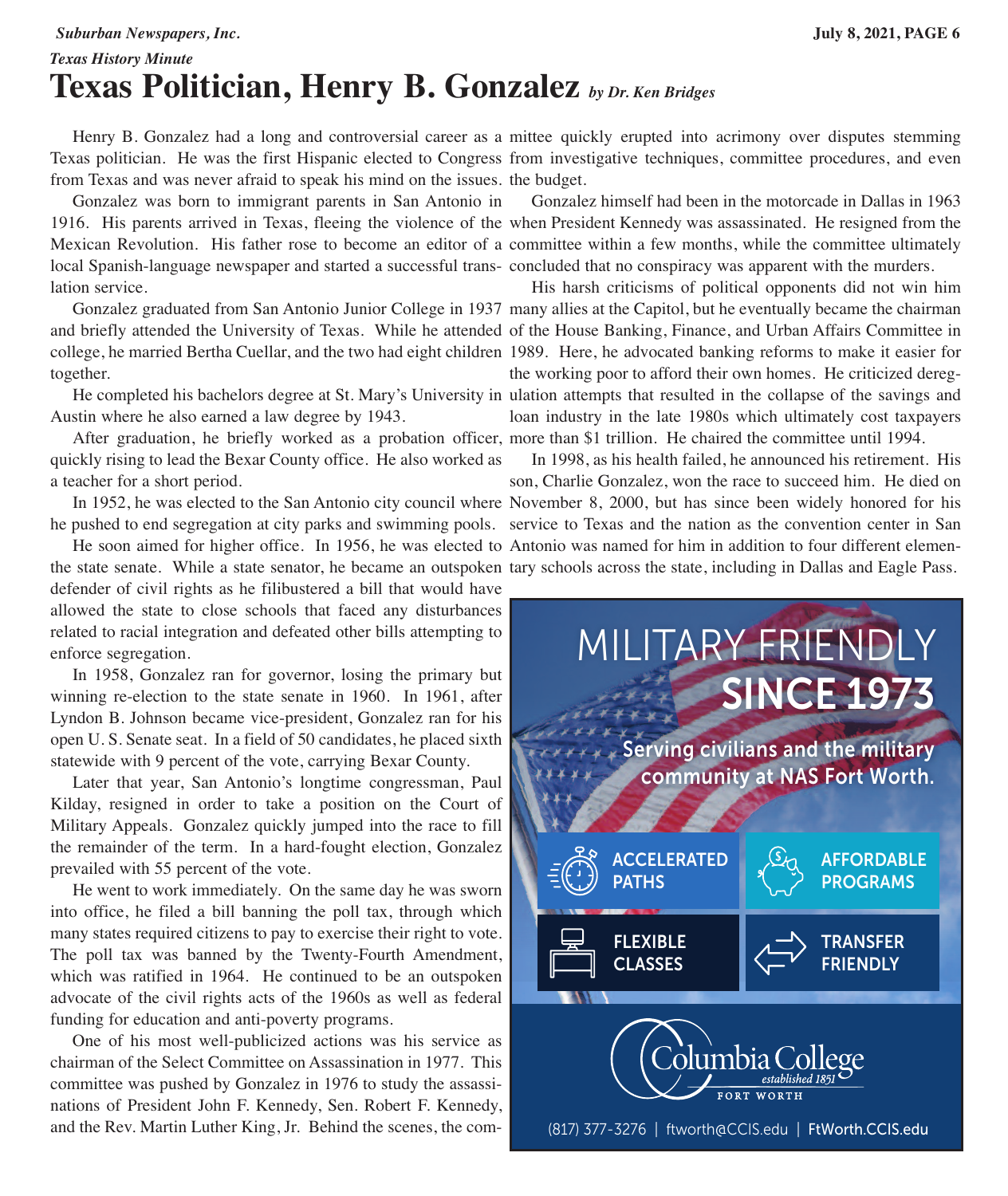*Texas History Minute*

# Texas Politician, Henry B. Gonzalez *by Dr. Ken Bridges*

Henry B. Gonzalez had a long and controversial career as a Texas politician. He was the first Hispanic elected to Congress from Texas and was never afraid to speak his mind on the issues.

Gonzalez was born to immigrant parents in San Antonio in 1916. His parents arrived in Texas, fleeing the violence of the Mexican Revolution. His father rose to become an editor of a local Spanish-language newspaper and started a successful translation service.

Gonzalez graduated from San Antonio Junior College in 1937 and briefly attended the University of Texas. While he attended college, he married Bertha Cuellar, and the two had eight children together.

He completed his bachelors degree at St. Mary's University in Austin where he also earned a law degree by 1943.

After graduation, he briefly worked as a probation officer, quickly rising to lead the Bexar County office. He also worked as a teacher for a short period.

In 1952, he was elected to the San Antonio city council where he pushed to end segregation at city parks and swimming pools.

He soon aimed for higher office. In 1956, he was elected to the state senate. While a state senator, he became an outspoken defender of civil rights as he filibustered a bill that would have allowed the state to close schools that faced any disturbances related to racial integration and defeated other bills attempting to enforce segregation.

In 1958, Gonzalez ran for governor, losing the primary but winning re-election to the state senate in 1960. In 1961, after Lyndon B. Johnson became vice-president, Gonzalez ran for his open U. S. Senate seat. In a field of 50 candidates, he placed sixth statewide with 9 percent of the vote, carrying Bexar County.

Later that year, San Antonio's longtime congressman, Paul Kilday, resigned in order to take a position on the Court of Military Appeals. Gonzalez quickly jumped into the race to fill the remainder of the term. In a hard-fought election, Gonzalez prevailed with 55 percent of the vote.

He went to work immediately. On the same day he was sworn into office, he filed a bill banning the poll tax, through which many states required citizens to pay to exercise their right to vote. The poll tax was banned by the Twenty-Fourth Amendment, which was ratified in 1964. He continued to be an outspoken advocate of the civil rights acts of the 1960s as well as federal funding for education and anti-poverty programs.

One of his most well-publicized actions was his service as chairman of the Select Committee on Assassination in 1977. This committee was pushed by Gonzalez in 1976 to study the assassinations of President John F. Kennedy, Sen. Robert F. Kennedy, and the Rev. Martin Luther King, Jr. Behind the scenes, the committee quickly erupted into acrimony over disputes stemming from investigative techniques, committee procedures, and even the budget.

Gonzalez himself had been in the motorcade in Dallas in 1963 when President Kennedy was assassinated. He resigned from the committee within a few months, while the committee ultimately concluded that no conspiracy was apparent with the murders.

His harsh criticisms of political opponents did not win him many allies at the Capitol, but he eventually became the chairman of the House Banking, Finance, and Urban Affairs Committee in 1989. Here, he advocated banking reforms to make it easier for the working poor to afford their own homes. He criticized deregulation attempts that resulted in the collapse of the savings and loan industry in the late 1980s which ultimately cost taxpayers more than $1 trillion. He chaired the committee until 1994.

In 1998, as his health failed, he announced his retirement. His son, Charlie Gonzalez, won the race to succeed him. He died on November 8, 2000, but has since been widely honored for his service to Texas and the nation as the convention center in San Antonio was named for him in addition to four different elementary schools across the state, including in Dallas and Eagle Pass.

MILITARY FRIENDLY **SINCE 1973**

Serving civilians and the military community at NAS Fort Worth.

ACCELERATED PATHS | AFFORDABLE PROGRAMS | FLEXIBLE CLASSES | TRANSFER FRIENDLY

Columbia College *established 1851* FORT WORTH

(817) 377-3276 | ftworth@CCIS.edu | FtWorth.CCIS.edu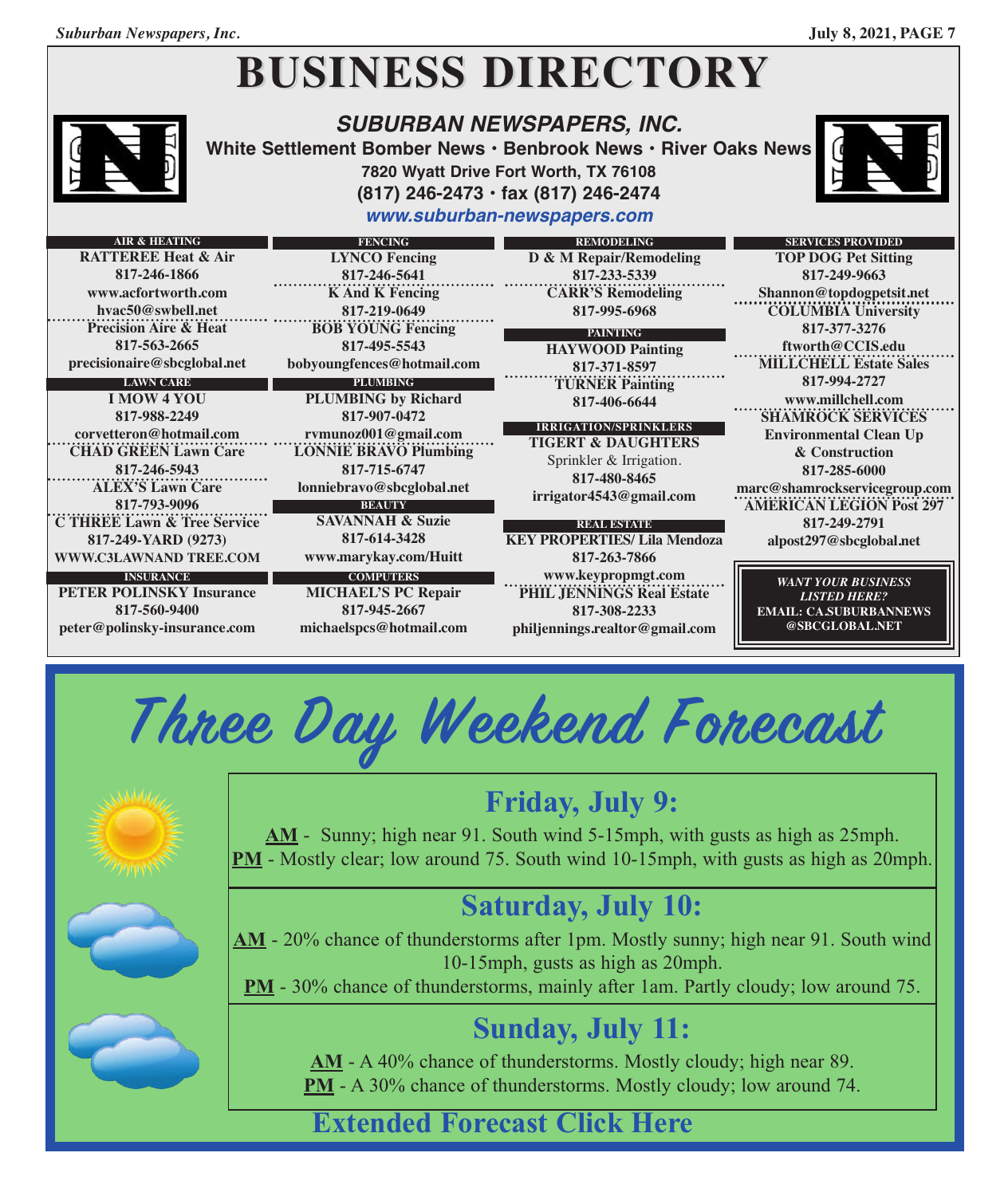# BUSINESS DIRECTORY

## SUBURBAN NEWSPAPERS, INC.

**White Settlement Bomber News • Benbrook News • River Oaks News**

**7820 Wyatt Drive Fort Worth, TX 76108**

**(817) 246-2473 • fax (817) 246-2474**

***www.suburban-newspapers.com***

### AIR & HEATING

**RATTEREE Heat & Air**
817-246-1866
www.acfortworth.com
hvac50@swbell.net

**Precision Aire & Heat**
817-563-2665
precisionaire@sbcglobal.net

### LAWN CARE

**I MOW 4 YOU**
817-988-2249
corvetteron@hotmail.com

**CHAD GREEN Lawn Care**
817-246-5943

**ALEX'S Lawn Care**
817-793-9096

**C THREE Lawn & Tree Service**
817-249-YARD (9273)
WWW.C3LAWNAND TREE.COM

### INSURANCE

**PETER POLINSKY Insurance**
817-560-9400
peter@polinsky-insurance.com

### FENCING

**LYNCO Fencing**
817-246-5641

**K And K Fencing**
817-219-0649

**BOB YOUNG Fencing**
817-495-5543
bobyoungfences@hotmail.com

### PLUMBING

**PLUMBING by Richard**
817-907-0472
rvmunoz001@gmail.com

**LONNIE BRAVO Plumbing**
817-715-6747
lonniebravo@sbcglobal.net

### BEAUTY

**SAVANNAH & Suzie**
817-614-3428
www.marykay.com/Huitt

### COMPUTERS

**MICHAEL'S PC Repair**
817-945-2667
michaelspcs@hotmail.com

### REMODELING

**D & M Repair/Remodeling**
817-233-5339

**CARR'S Remodeling**
817-995-6968

### PAINTING

**HAYWOOD Painting**
817-371-8597

**TURNER Painting**
817-406-6644

### IRRIGATION/SPRINKLERS

**TIGERT & DAUGHTERS**
Sprinkler & Irrigation.
817-480-8465
irrigator4543@gmail.com

### REAL ESTATE

**KEY PROPERTIES/ Lila Mendoza**
817-263-7866
www.keypropmgt.com

**PHIL JENNINGS Real Estate**
817-308-2233
philjennings.realtor@gmail.com

### SERVICES PROVIDED

**TOP DOG Pet Sitting**
817-249-9663
Shannon@topdogpetsit.net

**COLUMBIA University**
817-377-3276
ftworth@CCIS.edu

**MILLCHELL Estate Sales**
817-994-2727
www.millchell.com

**SHAMROCK SERVICES**
Environmental Clean Up & Construction
817-285-6000
marc@shamrockservicegroup.com

**AMERICAN LEGION Post 297**
817-249-2791
alpost297@sbcglobal.net

***WANT YOUR BUSINESS LISTED HERE?***
**EMAIL: CA.SUBURBANNEWS @SBCGLOBAL.NET**

# Three Day Weekend Forecast

## Friday, July 9:

**AM** - Sunny; high near 91. South wind 5-15mph, with gusts as high as 25mph.
**PM** - Mostly clear; low around 75. South wind 10-15mph, with gusts as high as 20mph.

## Saturday, July 10:

**AM** - 20% chance of thunderstorms after 1pm. Mostly sunny; high near 91. South wind 10-15mph, gusts as high as 20mph.
**PM** - 30% chance of thunderstorms, mainly after 1am. Partly cloudy; low around 75.

## Sunday, July 11:

**AM** - A 40% chance of thunderstorms. Mostly cloudy; high near 89.
**PM** - A 30% chance of thunderstorms. Mostly cloudy; low around 74.

**Extended Forecast Click Here**